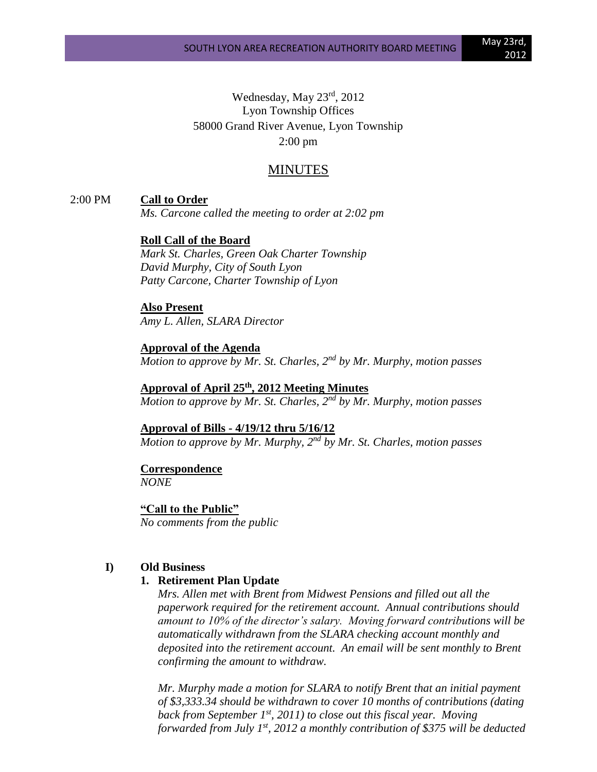Wednesday, May 23rd, 2012
Lyon Township Offices
58000 Grand River Avenue, Lyon Township
2:00 pm

# MINUTES

2:00 PM **Call to Order**

*Ms. Carcone called the meeting to order at 2:02 pm*

**Roll Call of the Board**

*Mark St. Charles, Green Oak Charter Township*
*David Murphy, City of South Lyon*
*Patty Carcone, Charter Township of Lyon*

**Also Present**

*Amy L. Allen, SLARA Director*

**Approval of the Agenda**

*Motion to approve by Mr. St. Charles, 2nd by Mr. Murphy, motion passes*

**Approval of April 25th, 2012 Meeting Minutes**

*Motion to approve by Mr. St. Charles, 2nd by Mr. Murphy, motion passes*

**Approval of Bills - 4/19/12 thru 5/16/12**

*Motion to approve by Mr. Murphy, 2nd by Mr. St. Charles, motion passes*

**Correspondence**

*NONE*

**"Call to the Public"**

*No comments from the public*

## I) Old Business

### 1. Retirement Plan Update

*Mrs. Allen met with Brent from Midwest Pensions and filled out all the paperwork required for the retirement account. Annual contributions should amount to 10% of the director's salary. Moving forward contributions will be automatically withdrawn from the SLARA checking account monthly and deposited into the retirement account. An email will be sent monthly to Brent confirming the amount to withdraw.*

*Mr. Murphy made a motion for SLARA to notify Brent that an initial payment of $3,333.34 should be withdrawn to cover 10 months of contributions (dating back from September 1st, 2011) to close out this fiscal year. Moving forwarded from July 1st, 2012 a monthly contribution of $375 will be deducted*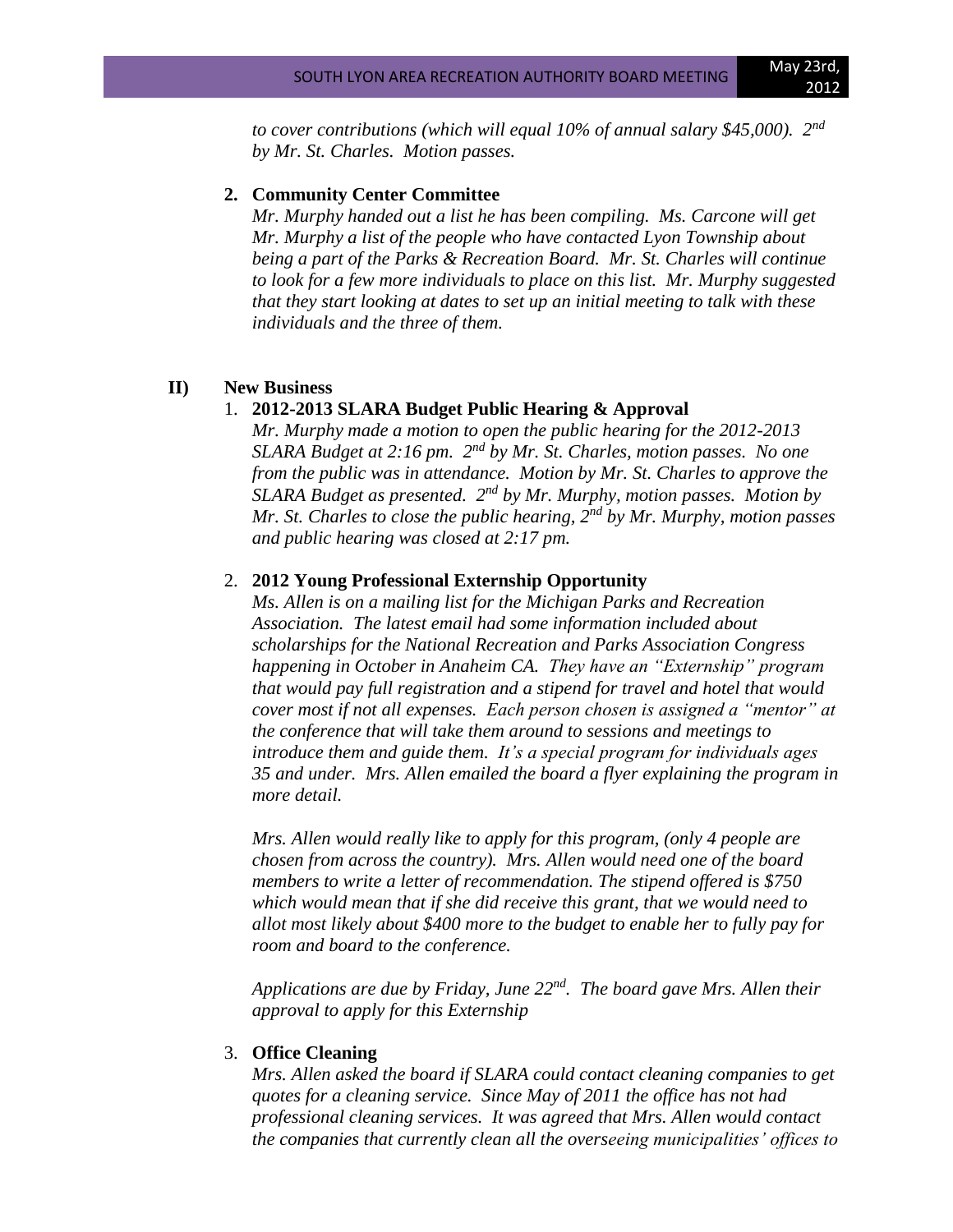*to cover contributions (which will equal 10% of annual salary $45,000). 2nd by Mr. St. Charles. Motion passes.*

**2. Community Center Committee**

*Mr. Murphy handed out a list he has been compiling. Ms. Carcone will get Mr. Murphy a list of the people who have contacted Lyon Township about being a part of the Parks & Recreation Board. Mr. St. Charles will continue to look for a few more individuals to place on this list. Mr. Murphy suggested that they start looking at dates to set up an initial meeting to talk with these individuals and the three of them.*

## II) New Business

1. **2012-2013 SLARA Budget Public Hearing & Approval**

   *Mr. Murphy made a motion to open the public hearing for the 2012-2013 SLARA Budget at 2:16 pm. 2nd by Mr. St. Charles, motion passes. No one from the public was in attendance. Motion by Mr. St. Charles to approve the SLARA Budget as presented. 2nd by Mr. Murphy, motion passes. Motion by Mr. St. Charles to close the public hearing, 2nd by Mr. Murphy, motion passes and public hearing was closed at 2:17 pm.*

2. **2012 Young Professional Externship Opportunity**

   *Ms. Allen is on a mailing list for the Michigan Parks and Recreation Association. The latest email had some information included about scholarships for the National Recreation and Parks Association Congress happening in October in Anaheim CA. They have an "Externship" program that would pay full registration and a stipend for travel and hotel that would cover most if not all expenses. Each person chosen is assigned a "mentor" at the conference that will take them around to sessions and meetings to introduce them and guide them. It's a special program for individuals ages 35 and under. Mrs. Allen emailed the board a flyer explaining the program in more detail.*

   *Mrs. Allen would really like to apply for this program, (only 4 people are chosen from across the country). Mrs. Allen would need one of the board members to write a letter of recommendation. The stipend offered is $750 which would mean that if she did receive this grant, that we would need to allot most likely about $400 more to the budget to enable her to fully pay for room and board to the conference.*

   *Applications are due by Friday, June 22nd. The board gave Mrs. Allen their approval to apply for this Externship*

3. **Office Cleaning**

   *Mrs. Allen asked the board if SLARA could contact cleaning companies to get quotes for a cleaning service. Since May of 2011 the office has not had professional cleaning services. It was agreed that Mrs. Allen would contact the companies that currently clean all the overseeing municipalities' offices to*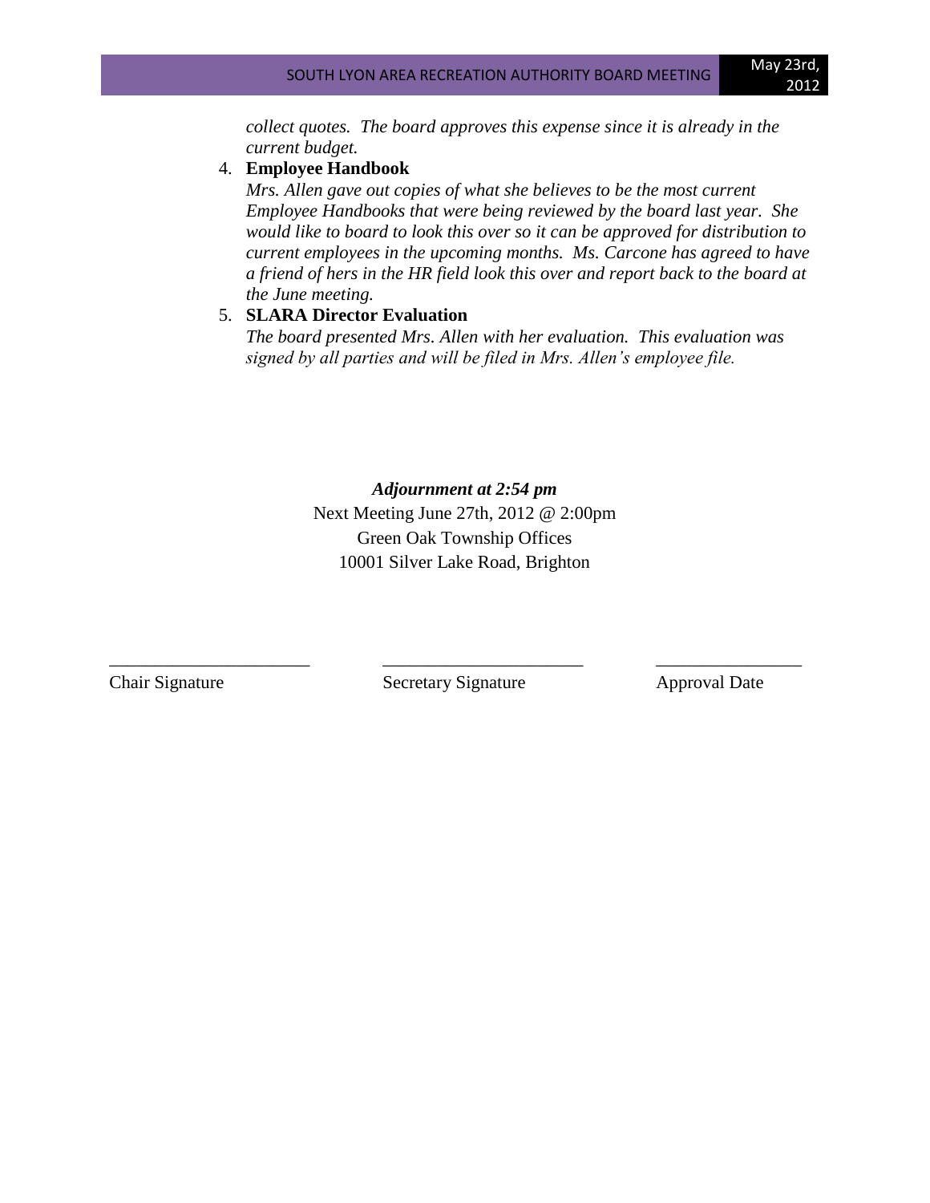*collect quotes. The board approves this expense since it is already in the current budget.*

4. **Employee Handbook**

   *Mrs. Allen gave out copies of what she believes to be the most current Employee Handbooks that were being reviewed by the board last year. She would like to board to look this over so it can be approved for distribution to current employees in the upcoming months. Ms. Carcone has agreed to have a friend of hers in the HR field look this over and report back to the board at the June meeting.*

5. **SLARA Director Evaluation**

   *The board presented Mrs. Allen with her evaluation. This evaluation was signed by all parties and will be filed in Mrs. Allen's employee file.*

***Adjournment at 2:54 pm***

Next Meeting June 27th, 2012 @ 2:00pm

Green Oak Township Offices

10001 Silver Lake Road, Brighton

______________________ ______________________ ________________

Chair Signature Secretary Signature Approval Date